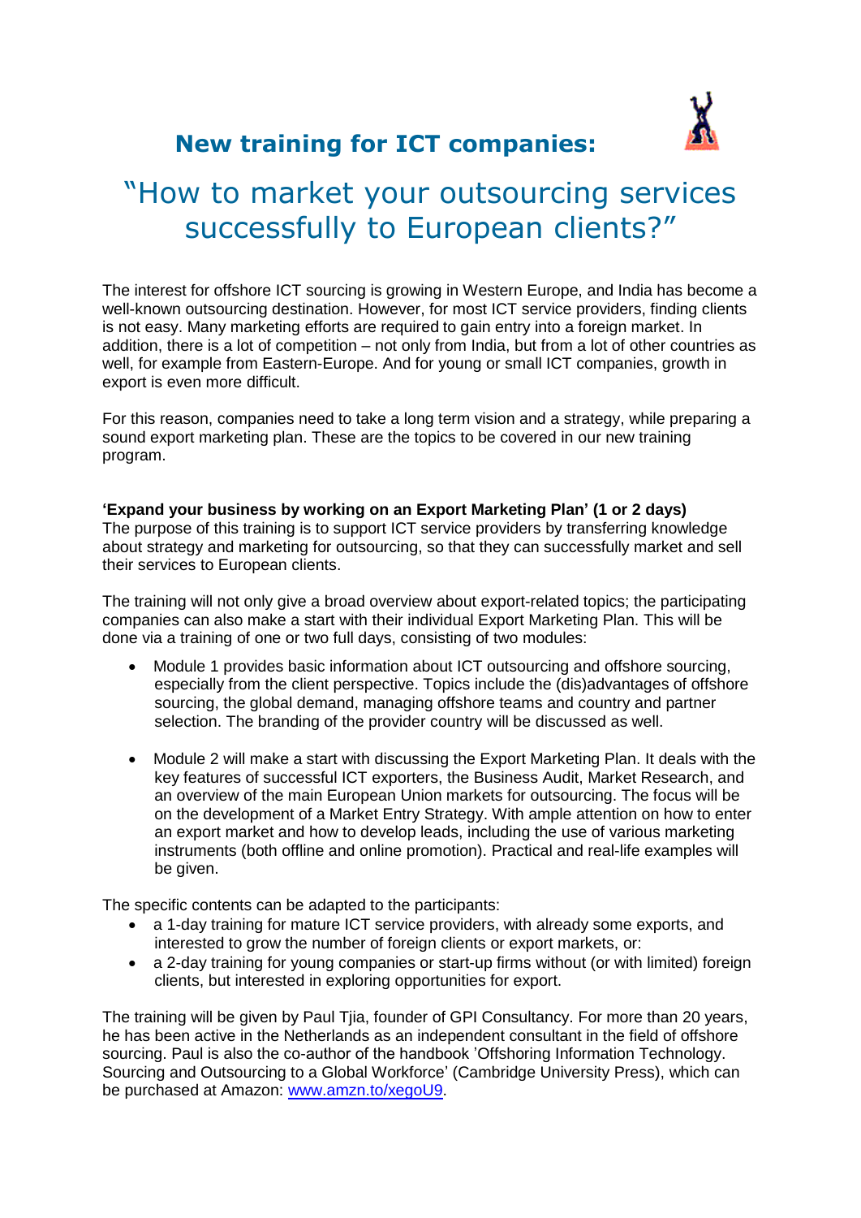# New training for ICT companies:

## "How to market your outsourcing services successfully to European clients?"

The interest for offshore ICT sourcing is growing in Western Europe, and India has become a well-known outsourcing destination. However, for most ICT service providers, finding clients is not easy. Many marketing efforts are required to gain entry into a foreign market. In addition, there is a lot of competition – not only from India, but from a lot of other countries as well, for example from Eastern-Europe. And for young or small ICT companies, growth in export is even more difficult.

For this reason, companies need to take a long term vision and a strategy, while preparing a sound export marketing plan. These are the topics to be covered in our new training program.

**'Expand your business by working on an Export Marketing Plan' (1 or 2 days)**
The purpose of this training is to support ICT service providers by transferring knowledge about strategy and marketing for outsourcing, so that they can successfully market and sell their services to European clients.

The training will not only give a broad overview about export-related topics; the participating companies can also make a start with their individual Export Marketing Plan. This will be done via a training of one or two full days, consisting of two modules:

- Module 1 provides basic information about ICT outsourcing and offshore sourcing, especially from the client perspective. Topics include the (dis)advantages of offshore sourcing, the global demand, managing offshore teams and country and partner selection. The branding of the provider country will be discussed as well.
- Module 2 will make a start with discussing the Export Marketing Plan. It deals with the key features of successful ICT exporters, the Business Audit, Market Research, and an overview of the main European Union markets for outsourcing. The focus will be on the development of a Market Entry Strategy. With ample attention on how to enter an export market and how to develop leads, including the use of various marketing instruments (both offline and online promotion). Practical and real-life examples will be given.

The specific contents can be adapted to the participants:

- a 1-day training for mature ICT service providers, with already some exports, and interested to grow the number of foreign clients or export markets, or:
- a 2-day training for young companies or start-up firms without (or with limited) foreign clients, but interested in exploring opportunities for export.

The training will be given by Paul Tjia, founder of GPI Consultancy. For more than 20 years, he has been active in the Netherlands as an independent consultant in the field of offshore sourcing. Paul is also the co-author of the handbook 'Offshoring Information Technology. Sourcing and Outsourcing to a Global Workforce' (Cambridge University Press), which can be purchased at Amazon: [www.amzn.to/xegoU9](http://www.amzn.to/xegoU9).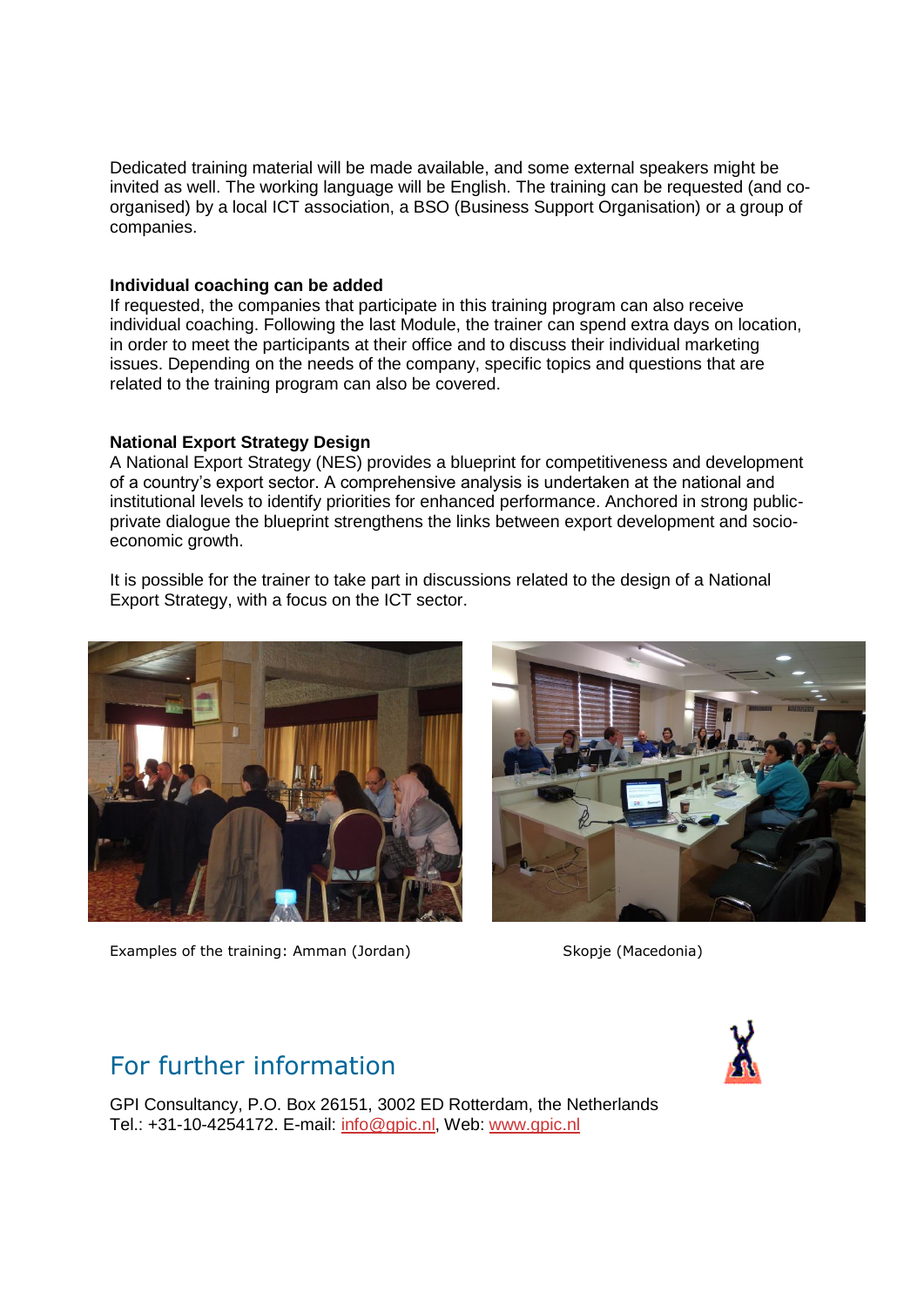Dedicated training material will be made available, and some external speakers might be invited as well. The working language will be English. The training can be requested (and co-organised) by a local ICT association, a BSO (Business Support Organisation) or a group of companies.

**Individual coaching can be added**

If requested, the companies that participate in this training program can also receive individual coaching. Following the last Module, the trainer can spend extra days on location, in order to meet the participants at their office and to discuss their individual marketing issues. Depending on the needs of the company, specific topics and questions that are related to the training program can also be covered.

**National Export Strategy Design**

A National Export Strategy (NES) provides a blueprint for competitiveness and development of a country's export sector. A comprehensive analysis is undertaken at the national and institutional levels to identify priorities for enhanced performance. Anchored in strong public-private dialogue the blueprint strengthens the links between export development and socio-economic growth.

It is possible for the trainer to take part in discussions related to the design of a National Export Strategy, with a focus on the ICT sector.

Examples of the training: Amman (Jordan)

Skopje (Macedonia)

## For further information

GPI Consultancy, P.O. Box 26151, 3002 ED Rotterdam, the Netherlands
Tel.: +31-10-4254172. E-mail: info@gpic.nl, Web: www.gpic.nl